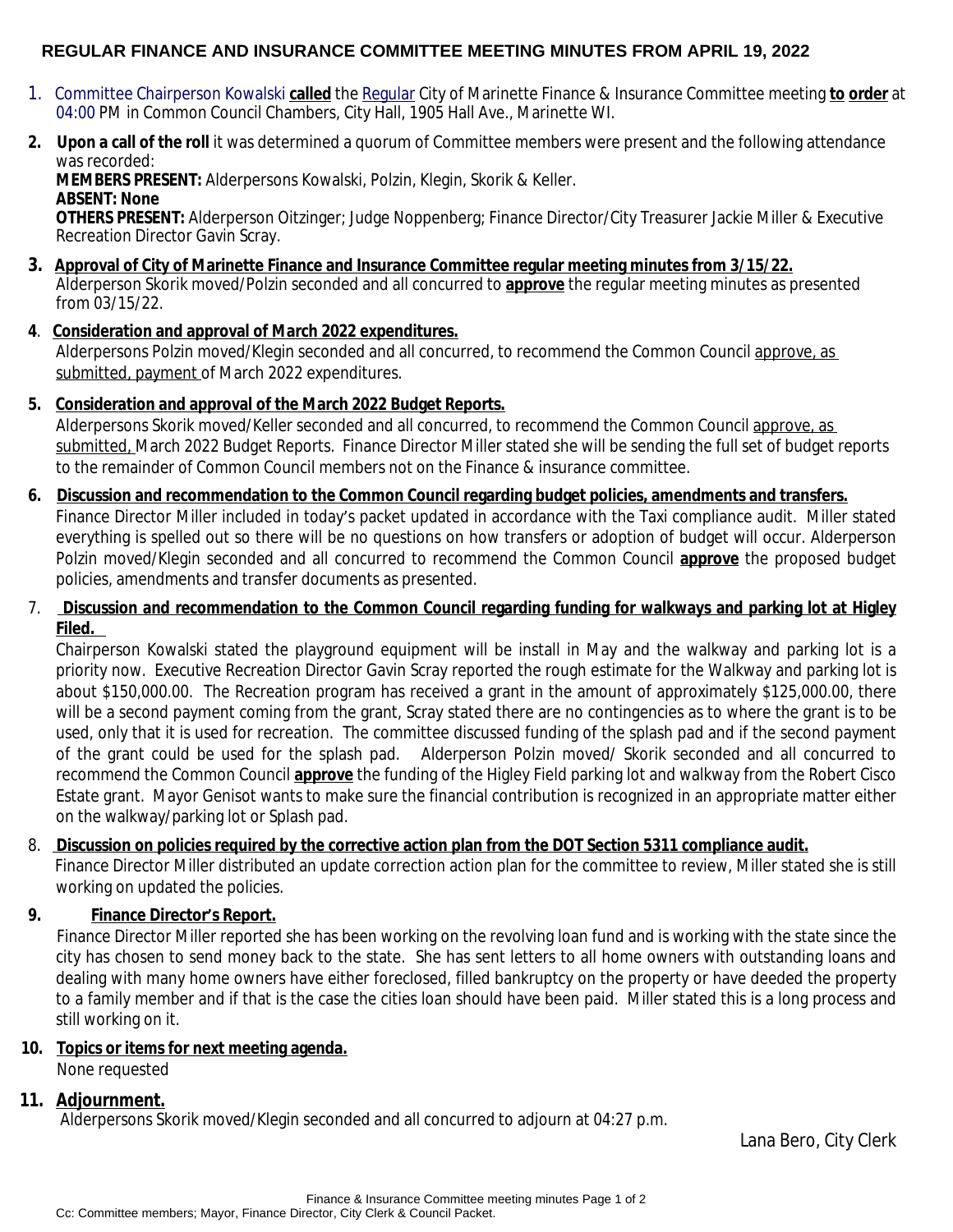# REGULAR FINANCE AND INSURANCE COMMITTEE MEETING MINUTES FROM APRIL 19, 2022

1. Committee Chairperson Kowalski **called** the Regular City of Marinette Finance & Insurance Committee meeting **to order** at 04:00 PM in Common Council Chambers, City Hall, 1905 Hall Ave., Marinette WI.

2. **Upon a call of the roll** it was determined a quorum of Committee members were present and the following attendance was recorded:
   **MEMBERS PRESENT:** Alderpersons Kowalski, Polzin, Klegin, Skorik & Keller.
   **ABSENT: None**
   **OTHERS PRESENT:** Alderperson Oitzinger; Judge Noppenberg; Finance Director/City Treasurer Jackie Miller & Executive Recreation Director Gavin Scray.

3. **Approval of City of Marinette Finance and Insurance Committee regular meeting minutes from 3/15/22.**
   Alderperson Skorik moved/Polzin seconded and all concurred to **approve** the regular meeting minutes as presented from 03/15/22.

4. **Consideration and approval of March 2022 expenditures.**
   Alderpersons Polzin moved/Klegin seconded and all concurred, to recommend the Common Council approve, as submitted, payment of March 2022 expenditures.

5. **Consideration and approval of the March 2022 Budget Reports.**
   Alderpersons Skorik moved/Keller seconded and all concurred, to recommend the Common Council approve, as submitted, March 2022 Budget Reports. Finance Director Miller stated she will be sending the full set of budget reports to the remainder of Common Council members not on the Finance & insurance committee.

6. **Discussion and recommendation to the Common Council regarding budget policies, amendments and transfers.**
   Finance Director Miller included in today's packet updated in accordance with the Taxi compliance audit. Miller stated everything is spelled out so there will be no questions on how transfers or adoption of budget will occur. Alderperson Polzin moved/Klegin seconded and all concurred to recommend the Common Council **approve** the proposed budget policies, amendments and transfer documents as presented.

7. **Discussion and recommendation to the Common Council regarding funding for walkways and parking lot at Higley Filed.**
   Chairperson Kowalski stated the playground equipment will be install in May and the walkway and parking lot is a priority now. Executive Recreation Director Gavin Scray reported the rough estimate for the Walkway and parking lot is about $150,000.00. The Recreation program has received a grant in the amount of approximately $125,000.00, there will be a second payment coming from the grant, Scray stated there are no contingencies as to where the grant is to be used, only that it is used for recreation. The committee discussed funding of the splash pad and if the second payment of the grant could be used for the splash pad. Alderperson Polzin moved/ Skorik seconded and all concurred to recommend the Common Council **approve** the funding of the Higley Field parking lot and walkway from the Robert Cisco Estate grant. Mayor Genisot wants to make sure the financial contribution is recognized in an appropriate matter either on the walkway/parking lot or Splash pad.

8. **Discussion on policies required by the corrective action plan from the DOT Section 5311 compliance audit.**
   Finance Director Miller distributed an update correction action plan for the committee to review, Miller stated she is still working on updated the policies.

9. **Finance Director's Report.**
   Finance Director Miller reported she has been working on the revolving loan fund and is working with the state since the city has chosen to send money back to the state. She has sent letters to all home owners with outstanding loans and dealing with many home owners have either foreclosed, filled bankruptcy on the property or have deeded the property to a family member and if that is the case the cities loan should have been paid. Miller stated this is a long process and still working on it.

10. **Topics or items for next meeting agenda.**
    None requested

11. **Adjournment.**
    Alderpersons Skorik moved/Klegin seconded and all concurred to adjourn at 04:27 p.m.

Lana Bero, City Clerk

Cc: Committee members; Mayor, Finance Director, City Clerk & Council Packet.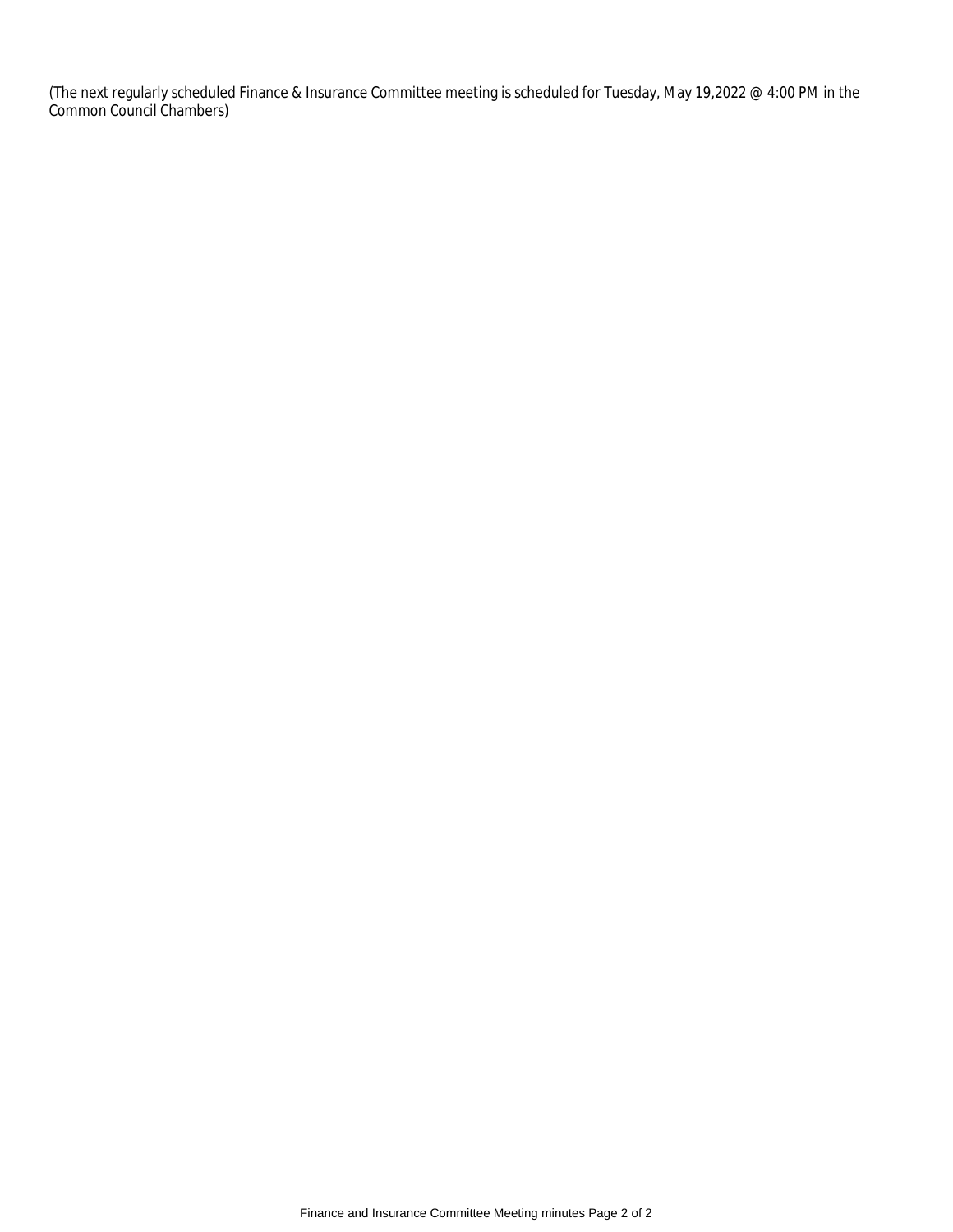(The next regularly scheduled Finance & Insurance Committee meeting is scheduled for Tuesday, May 19,2022 @ 4:00 PM in the Common Council Chambers)